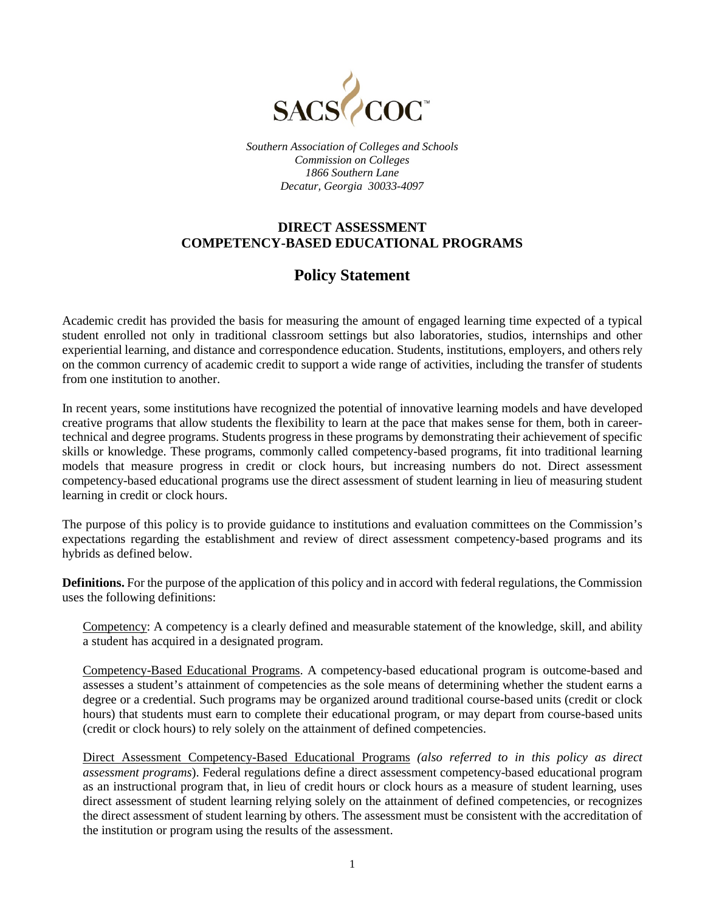SACS COC

*Southern Association of Colleges and Schools*
*Commission on Colleges*
*1866 Southern Lane*
*Decatur, Georgia 30033-4097*

# DIRECT ASSESSMENT COMPETENCY-BASED EDUCATIONAL PROGRAMS

## Policy Statement

Academic credit has provided the basis for measuring the amount of engaged learning time expected of a typical student enrolled not only in traditional classroom settings but also laboratories, studios, internships and other experiential learning, and distance and correspondence education. Students, institutions, employers, and others rely on the common currency of academic credit to support a wide range of activities, including the transfer of students from one institution to another.

In recent years, some institutions have recognized the potential of innovative learning models and have developed creative programs that allow students the flexibility to learn at the pace that makes sense for them, both in career-technical and degree programs. Students progress in these programs by demonstrating their achievement of specific skills or knowledge. These programs, commonly called competency-based programs, fit into traditional learning models that measure progress in credit or clock hours, but increasing numbers do not. Direct assessment competency-based educational programs use the direct assessment of student learning in lieu of measuring student learning in credit or clock hours.

The purpose of this policy is to provide guidance to institutions and evaluation committees on the Commission's expectations regarding the establishment and review of direct assessment competency-based programs and its hybrids as defined below.

**Definitions.** For the purpose of the application of this policy and in accord with federal regulations, the Commission uses the following definitions:

Competency: A competency is a clearly defined and measurable statement of the knowledge, skill, and ability a student has acquired in a designated program.

Competency-Based Educational Programs. A competency-based educational program is outcome-based and assesses a student's attainment of competencies as the sole means of determining whether the student earns a degree or a credential. Such programs may be organized around traditional course-based units (credit or clock hours) that students must earn to complete their educational program, or may depart from course-based units (credit or clock hours) to rely solely on the attainment of defined competencies.

Direct Assessment Competency-Based Educational Programs *(also referred to in this policy as direct assessment programs*). Federal regulations define a direct assessment competency-based educational program as an instructional program that, in lieu of credit hours or clock hours as a measure of student learning, uses direct assessment of student learning relying solely on the attainment of defined competencies, or recognizes the direct assessment of student learning by others. The assessment must be consistent with the accreditation of the institution or program using the results of the assessment.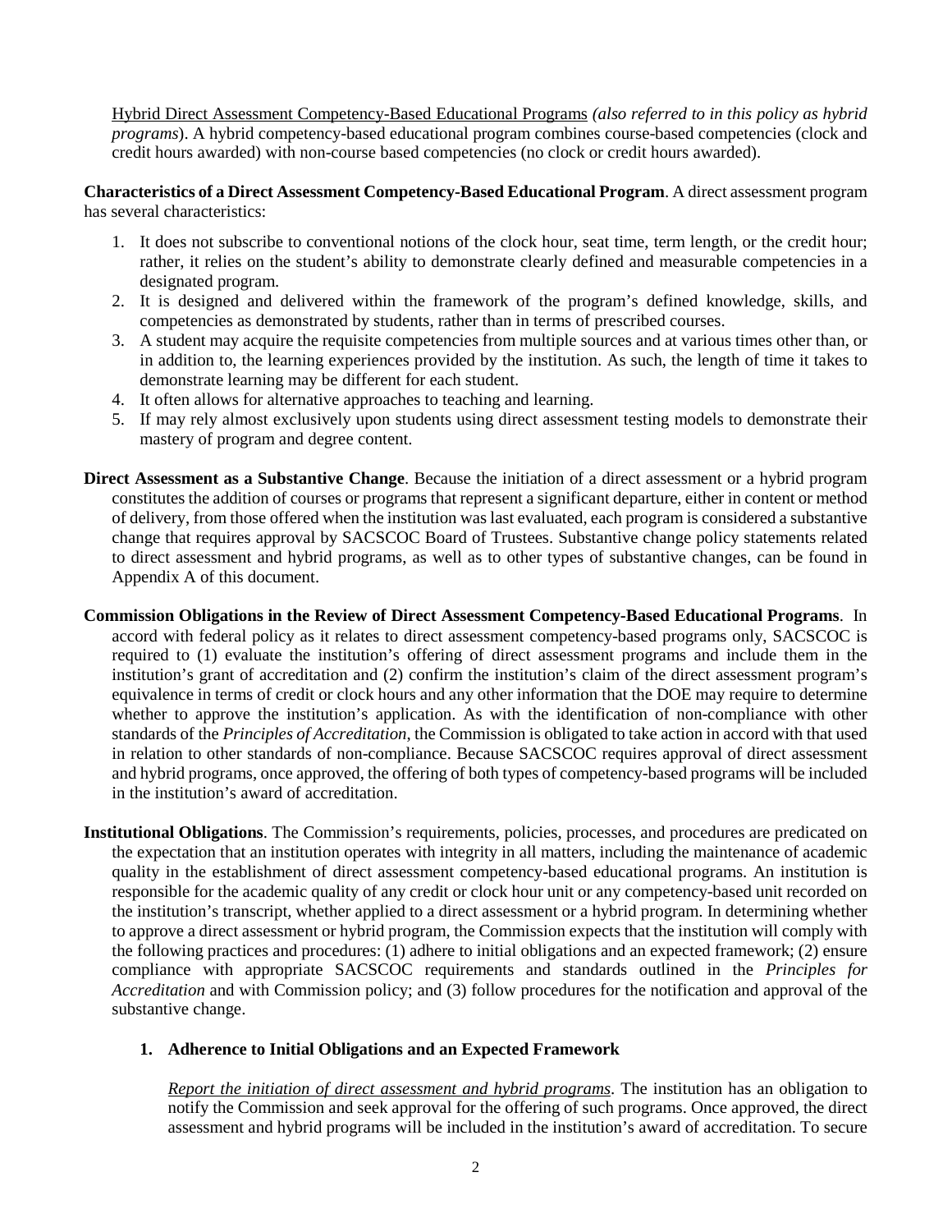Hybrid Direct Assessment Competency-Based Educational Programs *(also referred to in this policy as hybrid programs*). A hybrid competency-based educational program combines course-based competencies (clock and credit hours awarded) with non-course based competencies (no clock or credit hours awarded).

**Characteristics of a Direct Assessment Competency-Based Educational Program**. A direct assessment program has several characteristics:

1. It does not subscribe to conventional notions of the clock hour, seat time, term length, or the credit hour; rather, it relies on the student's ability to demonstrate clearly defined and measurable competencies in a designated program.
2. It is designed and delivered within the framework of the program's defined knowledge, skills, and competencies as demonstrated by students, rather than in terms of prescribed courses.
3. A student may acquire the requisite competencies from multiple sources and at various times other than, or in addition to, the learning experiences provided by the institution. As such, the length of time it takes to demonstrate learning may be different for each student.
4. It often allows for alternative approaches to teaching and learning.
5. If may rely almost exclusively upon students using direct assessment testing models to demonstrate their mastery of program and degree content.

**Direct Assessment as a Substantive Change**. Because the initiation of a direct assessment or a hybrid program constitutes the addition of courses or programs that represent a significant departure, either in content or method of delivery, from those offered when the institution was last evaluated, each program is considered a substantive change that requires approval by SACSCOC Board of Trustees. Substantive change policy statements related to direct assessment and hybrid programs, as well as to other types of substantive changes, can be found in Appendix A of this document.

**Commission Obligations in the Review of Direct Assessment Competency-Based Educational Programs**. In accord with federal policy as it relates to direct assessment competency-based programs only, SACSCOC is required to (1) evaluate the institution's offering of direct assessment programs and include them in the institution's grant of accreditation and (2) confirm the institution's claim of the direct assessment program's equivalence in terms of credit or clock hours and any other information that the DOE may require to determine whether to approve the institution's application. As with the identification of non-compliance with other standards of the *Principles of Accreditation*, the Commission is obligated to take action in accord with that used in relation to other standards of non-compliance. Because SACSCOC requires approval of direct assessment and hybrid programs, once approved, the offering of both types of competency-based programs will be included in the institution's award of accreditation.

**Institutional Obligations**. The Commission's requirements, policies, processes, and procedures are predicated on the expectation that an institution operates with integrity in all matters, including the maintenance of academic quality in the establishment of direct assessment competency-based educational programs. An institution is responsible for the academic quality of any credit or clock hour unit or any competency-based unit recorded on the institution's transcript, whether applied to a direct assessment or a hybrid program. In determining whether to approve a direct assessment or hybrid program, the Commission expects that the institution will comply with the following practices and procedures: (1) adhere to initial obligations and an expected framework; (2) ensure compliance with appropriate SACSCOC requirements and standards outlined in the *Principles for Accreditation* and with Commission policy; and (3) follow procedures for the notification and approval of the substantive change.

**1. Adherence to Initial Obligations and an Expected Framework**

*Report the initiation of direct assessment and hybrid programs*. The institution has an obligation to notify the Commission and seek approval for the offering of such programs. Once approved, the direct assessment and hybrid programs will be included in the institution's award of accreditation. To secure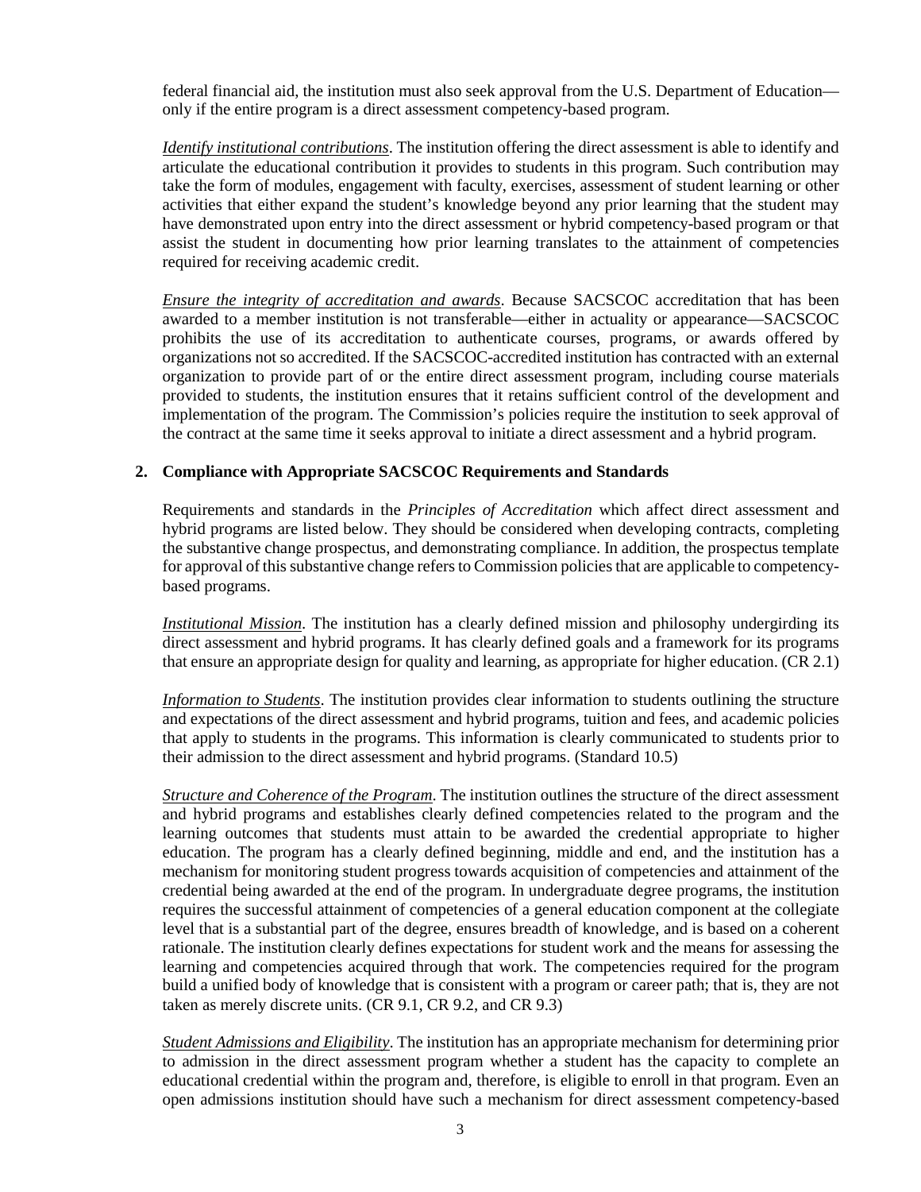federal financial aid, the institution must also seek approval from the U.S. Department of Education—only if the entire program is a direct assessment competency-based program.

*Identify institutional contributions*. The institution offering the direct assessment is able to identify and articulate the educational contribution it provides to students in this program. Such contribution may take the form of modules, engagement with faculty, exercises, assessment of student learning or other activities that either expand the student's knowledge beyond any prior learning that the student may have demonstrated upon entry into the direct assessment or hybrid competency-based program or that assist the student in documenting how prior learning translates to the attainment of competencies required for receiving academic credit.

*Ensure the integrity of accreditation and awards*. Because SACSCOC accreditation that has been awarded to a member institution is not transferable—either in actuality or appearance—SACSCOC prohibits the use of its accreditation to authenticate courses, programs, or awards offered by organizations not so accredited. If the SACSCOC-accredited institution has contracted with an external organization to provide part of or the entire direct assessment program, including course materials provided to students, the institution ensures that it retains sufficient control of the development and implementation of the program. The Commission's policies require the institution to seek approval of the contract at the same time it seeks approval to initiate a direct assessment and a hybrid program.

**2. Compliance with Appropriate SACSCOC Requirements and Standards**

Requirements and standards in the *Principles of Accreditation* which affect direct assessment and hybrid programs are listed below. They should be considered when developing contracts, completing the substantive change prospectus, and demonstrating compliance. In addition, the prospectus template for approval of this substantive change refers to Commission policies that are applicable to competency-based programs.

*Institutional Mission*. The institution has a clearly defined mission and philosophy undergirding its direct assessment and hybrid programs. It has clearly defined goals and a framework for its programs that ensure an appropriate design for quality and learning, as appropriate for higher education. (CR 2.1)

*Information to Students*. The institution provides clear information to students outlining the structure and expectations of the direct assessment and hybrid programs, tuition and fees, and academic policies that apply to students in the programs. This information is clearly communicated to students prior to their admission to the direct assessment and hybrid programs. (Standard 10.5)

*Structure and Coherence of the Program*. The institution outlines the structure of the direct assessment and hybrid programs and establishes clearly defined competencies related to the program and the learning outcomes that students must attain to be awarded the credential appropriate to higher education. The program has a clearly defined beginning, middle and end, and the institution has a mechanism for monitoring student progress towards acquisition of competencies and attainment of the credential being awarded at the end of the program. In undergraduate degree programs, the institution requires the successful attainment of competencies of a general education component at the collegiate level that is a substantial part of the degree, ensures breadth of knowledge, and is based on a coherent rationale. The institution clearly defines expectations for student work and the means for assessing the learning and competencies acquired through that work. The competencies required for the program build a unified body of knowledge that is consistent with a program or career path; that is, they are not taken as merely discrete units. (CR 9.1, CR 9.2, and CR 9.3)

*Student Admissions and Eligibility*. The institution has an appropriate mechanism for determining prior to admission in the direct assessment program whether a student has the capacity to complete an educational credential within the program and, therefore, is eligible to enroll in that program. Even an open admissions institution should have such a mechanism for direct assessment competency-based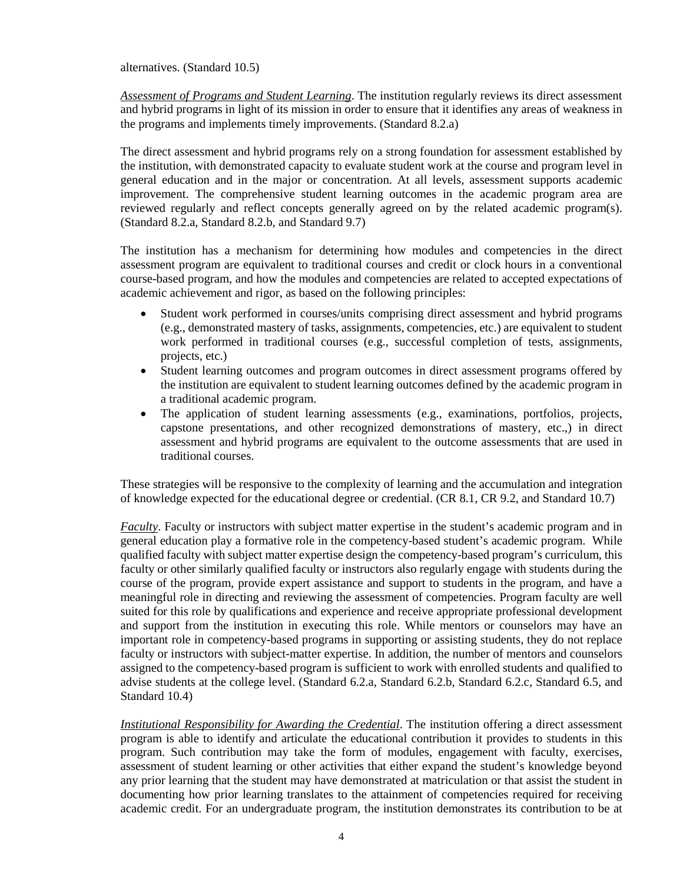alternatives. (Standard 10.5)

*Assessment of Programs and Student Learning*. The institution regularly reviews its direct assessment and hybrid programs in light of its mission in order to ensure that it identifies any areas of weakness in the programs and implements timely improvements. (Standard 8.2.a)

The direct assessment and hybrid programs rely on a strong foundation for assessment established by the institution, with demonstrated capacity to evaluate student work at the course and program level in general education and in the major or concentration. At all levels, assessment supports academic improvement. The comprehensive student learning outcomes in the academic program area are reviewed regularly and reflect concepts generally agreed on by the related academic program(s). (Standard 8.2.a, Standard 8.2.b, and Standard 9.7)

The institution has a mechanism for determining how modules and competencies in the direct assessment program are equivalent to traditional courses and credit or clock hours in a conventional course-based program, and how the modules and competencies are related to accepted expectations of academic achievement and rigor, as based on the following principles:

- Student work performed in courses/units comprising direct assessment and hybrid programs (e.g., demonstrated mastery of tasks, assignments, competencies, etc.) are equivalent to student work performed in traditional courses (e.g., successful completion of tests, assignments, projects, etc.)
- Student learning outcomes and program outcomes in direct assessment programs offered by the institution are equivalent to student learning outcomes defined by the academic program in a traditional academic program.
- The application of student learning assessments (e.g., examinations, portfolios, projects, capstone presentations, and other recognized demonstrations of mastery, etc.,) in direct assessment and hybrid programs are equivalent to the outcome assessments that are used in traditional courses.

These strategies will be responsive to the complexity of learning and the accumulation and integration of knowledge expected for the educational degree or credential. (CR 8.1, CR 9.2, and Standard 10.7)

*Faculty*. Faculty or instructors with subject matter expertise in the student's academic program and in general education play a formative role in the competency-based student's academic program. While qualified faculty with subject matter expertise design the competency-based program's curriculum, this faculty or other similarly qualified faculty or instructors also regularly engage with students during the course of the program, provide expert assistance and support to students in the program, and have a meaningful role in directing and reviewing the assessment of competencies. Program faculty are well suited for this role by qualifications and experience and receive appropriate professional development and support from the institution in executing this role. While mentors or counselors may have an important role in competency-based programs in supporting or assisting students, they do not replace faculty or instructors with subject-matter expertise. In addition, the number of mentors and counselors assigned to the competency-based program is sufficient to work with enrolled students and qualified to advise students at the college level. (Standard 6.2.a, Standard 6.2.b, Standard 6.2.c, Standard 6.5, and Standard 10.4)

*Institutional Responsibility for Awarding the Credential*. The institution offering a direct assessment program is able to identify and articulate the educational contribution it provides to students in this program. Such contribution may take the form of modules, engagement with faculty, exercises, assessment of student learning or other activities that either expand the student's knowledge beyond any prior learning that the student may have demonstrated at matriculation or that assist the student in documenting how prior learning translates to the attainment of competencies required for receiving academic credit. For an undergraduate program, the institution demonstrates its contribution to be at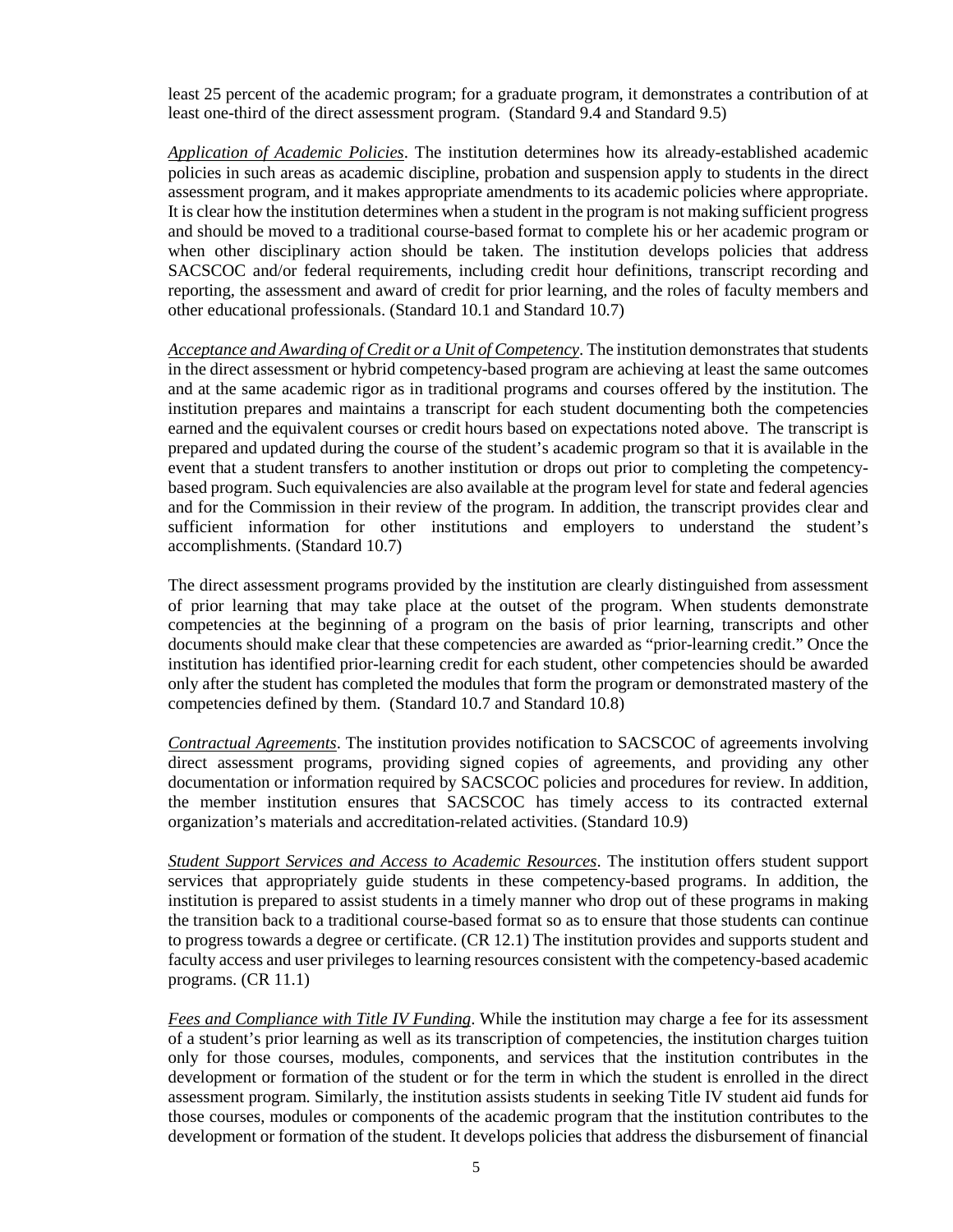least 25 percent of the academic program; for a graduate program, it demonstrates a contribution of at least one-third of the direct assessment program. (Standard 9.4 and Standard 9.5)

*Application of Academic Policies*. The institution determines how its already-established academic policies in such areas as academic discipline, probation and suspension apply to students in the direct assessment program, and it makes appropriate amendments to its academic policies where appropriate. It is clear how the institution determines when a student in the program is not making sufficient progress and should be moved to a traditional course-based format to complete his or her academic program or when other disciplinary action should be taken. The institution develops policies that address SACSCOC and/or federal requirements, including credit hour definitions, transcript recording and reporting, the assessment and award of credit for prior learning, and the roles of faculty members and other educational professionals. (Standard 10.1 and Standard 10.7)

*Acceptance and Awarding of Credit or a Unit of Competency*. The institution demonstrates that students in the direct assessment or hybrid competency-based program are achieving at least the same outcomes and at the same academic rigor as in traditional programs and courses offered by the institution. The institution prepares and maintains a transcript for each student documenting both the competencies earned and the equivalent courses or credit hours based on expectations noted above. The transcript is prepared and updated during the course of the student's academic program so that it is available in the event that a student transfers to another institution or drops out prior to completing the competency-based program. Such equivalencies are also available at the program level for state and federal agencies and for the Commission in their review of the program. In addition, the transcript provides clear and sufficient information for other institutions and employers to understand the student's accomplishments. (Standard 10.7)

The direct assessment programs provided by the institution are clearly distinguished from assessment of prior learning that may take place at the outset of the program. When students demonstrate competencies at the beginning of a program on the basis of prior learning, transcripts and other documents should make clear that these competencies are awarded as "prior-learning credit." Once the institution has identified prior-learning credit for each student, other competencies should be awarded only after the student has completed the modules that form the program or demonstrated mastery of the competencies defined by them. (Standard 10.7 and Standard 10.8)

*Contractual Agreements*. The institution provides notification to SACSCOC of agreements involving direct assessment programs, providing signed copies of agreements, and providing any other documentation or information required by SACSCOC policies and procedures for review. In addition, the member institution ensures that SACSCOC has timely access to its contracted external organization's materials and accreditation-related activities. (Standard 10.9)

*Student Support Services and Access to Academic Resources*. The institution offers student support services that appropriately guide students in these competency-based programs. In addition, the institution is prepared to assist students in a timely manner who drop out of these programs in making the transition back to a traditional course-based format so as to ensure that those students can continue to progress towards a degree or certificate. (CR 12.1) The institution provides and supports student and faculty access and user privileges to learning resources consistent with the competency-based academic programs. (CR 11.1)

*Fees and Compliance with Title IV Funding*. While the institution may charge a fee for its assessment of a student's prior learning as well as its transcription of competencies, the institution charges tuition only for those courses, modules, components, and services that the institution contributes in the development or formation of the student or for the term in which the student is enrolled in the direct assessment program. Similarly, the institution assists students in seeking Title IV student aid funds for those courses, modules or components of the academic program that the institution contributes to the development or formation of the student. It develops policies that address the disbursement of financial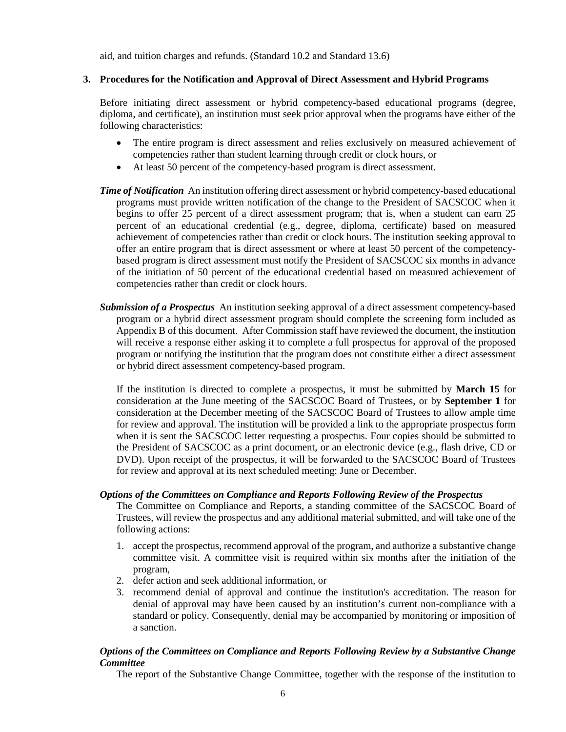aid, and tuition charges and refunds. (Standard 10.2 and Standard 13.6)

## 3. Procedures for the Notification and Approval of Direct Assessment and Hybrid Programs

Before initiating direct assessment or hybrid competency-based educational programs (degree, diploma, and certificate), an institution must seek prior approval when the programs have either of the following characteristics:

- The entire program is direct assessment and relies exclusively on measured achievement of competencies rather than student learning through credit or clock hours, or
- At least 50 percent of the competency-based program is direct assessment.

***Time of Notification*** An institution offering direct assessment or hybrid competency-based educational programs must provide written notification of the change to the President of SACSCOC when it begins to offer 25 percent of a direct assessment program; that is, when a student can earn 25 percent of an educational credential (e.g., degree, diploma, certificate) based on measured achievement of competencies rather than credit or clock hours. The institution seeking approval to offer an entire program that is direct assessment or where at least 50 percent of the competency-based program is direct assessment must notify the President of SACSCOC six months in advance of the initiation of 50 percent of the educational credential based on measured achievement of competencies rather than credit or clock hours.

***Submission of a Prospectus*** An institution seeking approval of a direct assessment competency-based program or a hybrid direct assessment program should complete the screening form included as Appendix B of this document. After Commission staff have reviewed the document, the institution will receive a response either asking it to complete a full prospectus for approval of the proposed program or notifying the institution that the program does not constitute either a direct assessment or hybrid direct assessment competency-based program.

If the institution is directed to complete a prospectus, it must be submitted by **March 15** for consideration at the June meeting of the SACSCOC Board of Trustees, or by **September 1** for consideration at the December meeting of the SACSCOC Board of Trustees to allow ample time for review and approval. The institution will be provided a link to the appropriate prospectus form when it is sent the SACSCOC letter requesting a prospectus. Four copies should be submitted to the President of SACSCOC as a print document, or an electronic device (e.g., flash drive, CD or DVD). Upon receipt of the prospectus, it will be forwarded to the SACSCOC Board of Trustees for review and approval at its next scheduled meeting: June or December.

***Options of the Committees on Compliance and Reports Following Review of the Prospectus***

The Committee on Compliance and Reports, a standing committee of the SACSCOC Board of Trustees, will review the prospectus and any additional material submitted, and will take one of the following actions:

1. accept the prospectus, recommend approval of the program, and authorize a substantive change committee visit. A committee visit is required within six months after the initiation of the program,
2. defer action and seek additional information, or
3. recommend denial of approval and continue the institution's accreditation. The reason for denial of approval may have been caused by an institution's current non-compliance with a standard or policy. Consequently, denial may be accompanied by monitoring or imposition of a sanction.

***Options of the Committees on Compliance and Reports Following Review by a Substantive Change Committee***

The report of the Substantive Change Committee, together with the response of the institution to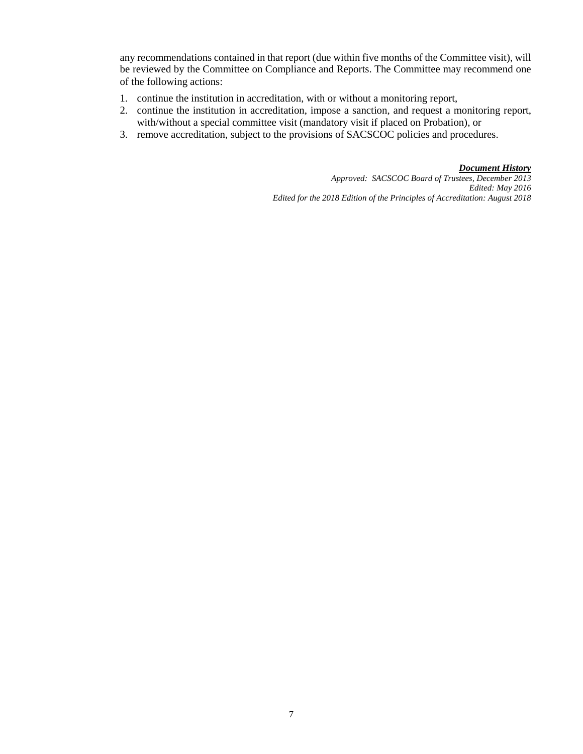any recommendations contained in that report (due within five months of the Committee visit), will be reviewed by the Committee on Compliance and Reports. The Committee may recommend one of the following actions:

1. continue the institution in accreditation, with or without a monitoring report,
2. continue the institution in accreditation, impose a sanction, and request a monitoring report, with/without a special committee visit (mandatory visit if placed on Probation), or
3. remove accreditation, subject to the provisions of SACSCOC policies and procedures.

***Document History***
*Approved: SACSCOC Board of Trustees, December 2013*
*Edited: May 2016*
*Edited for the 2018 Edition of the Principles of Accreditation: August 2018*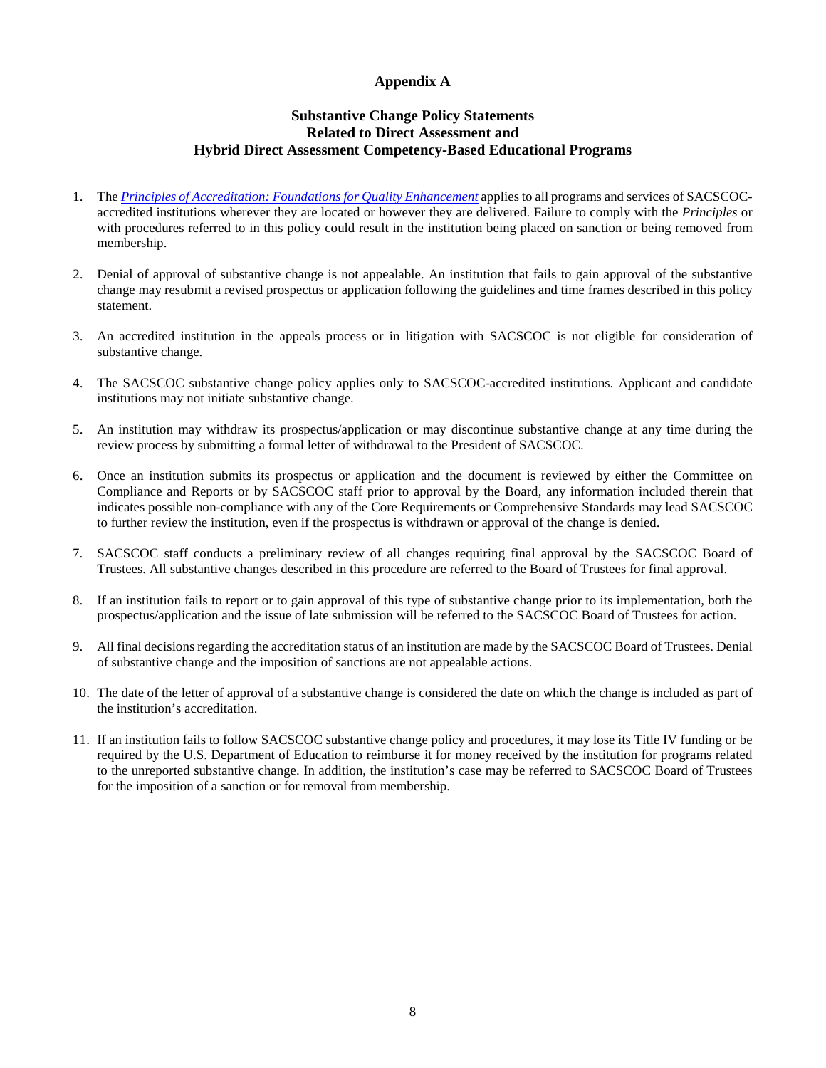# Appendix A

## Substantive Change Policy Statements Related to Direct Assessment and Hybrid Direct Assessment Competency-Based Educational Programs

1. The *Principles of Accreditation: Foundations for Quality Enhancement* applies to all programs and services of SACSCOC-accredited institutions wherever they are located or however they are delivered. Failure to comply with the *Principles* or with procedures referred to in this policy could result in the institution being placed on sanction or being removed from membership.

2. Denial of approval of substantive change is not appealable. An institution that fails to gain approval of the substantive change may resubmit a revised prospectus or application following the guidelines and time frames described in this policy statement.

3. An accredited institution in the appeals process or in litigation with SACSCOC is not eligible for consideration of substantive change.

4. The SACSCOC substantive change policy applies only to SACSCOC-accredited institutions. Applicant and candidate institutions may not initiate substantive change.

5. An institution may withdraw its prospectus/application or may discontinue substantive change at any time during the review process by submitting a formal letter of withdrawal to the President of SACSCOC.

6. Once an institution submits its prospectus or application and the document is reviewed by either the Committee on Compliance and Reports or by SACSCOC staff prior to approval by the Board, any information included therein that indicates possible non-compliance with any of the Core Requirements or Comprehensive Standards may lead SACSCOC to further review the institution, even if the prospectus is withdrawn or approval of the change is denied.

7. SACSCOC staff conducts a preliminary review of all changes requiring final approval by the SACSCOC Board of Trustees. All substantive changes described in this procedure are referred to the Board of Trustees for final approval.

8. If an institution fails to report or to gain approval of this type of substantive change prior to its implementation, both the prospectus/application and the issue of late submission will be referred to the SACSCOC Board of Trustees for action.

9. All final decisions regarding the accreditation status of an institution are made by the SACSCOC Board of Trustees. Denial of substantive change and the imposition of sanctions are not appealable actions.

10. The date of the letter of approval of a substantive change is considered the date on which the change is included as part of the institution's accreditation.

11. If an institution fails to follow SACSCOC substantive change policy and procedures, it may lose its Title IV funding or be required by the U.S. Department of Education to reimburse it for money received by the institution for programs related to the unreported substantive change. In addition, the institution's case may be referred to SACSCOC Board of Trustees for the imposition of a sanction or for removal from membership.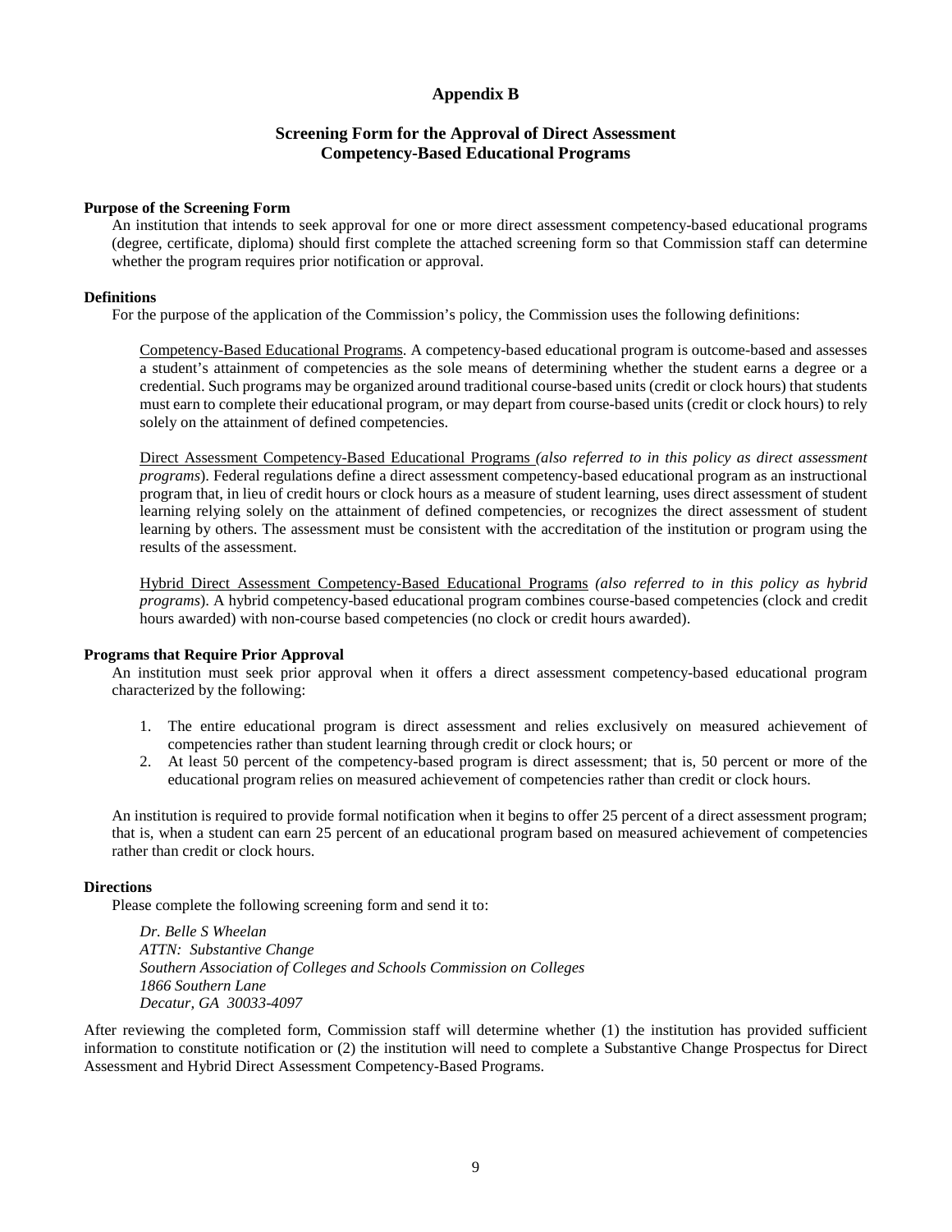# Appendix B

## Screening Form for the Approval of Direct Assessment Competency-Based Educational Programs

**Purpose of the Screening Form**

An institution that intends to seek approval for one or more direct assessment competency-based educational programs (degree, certificate, diploma) should first complete the attached screening form so that Commission staff can determine whether the program requires prior notification or approval.

**Definitions**

For the purpose of the application of the Commission's policy, the Commission uses the following definitions:

Competency-Based Educational Programs. A competency-based educational program is outcome-based and assesses a student's attainment of competencies as the sole means of determining whether the student earns a degree or a credential. Such programs may be organized around traditional course-based units (credit or clock hours) that students must earn to complete their educational program, or may depart from course-based units (credit or clock hours) to rely solely on the attainment of defined competencies.

Direct Assessment Competency-Based Educational Programs *(also referred to in this policy as direct assessment programs*). Federal regulations define a direct assessment competency-based educational program as an instructional program that, in lieu of credit hours or clock hours as a measure of student learning, uses direct assessment of student learning relying solely on the attainment of defined competencies, or recognizes the direct assessment of student learning by others. The assessment must be consistent with the accreditation of the institution or program using the results of the assessment.

Hybrid Direct Assessment Competency-Based Educational Programs *(also referred to in this policy as hybrid programs*). A hybrid competency-based educational program combines course-based competencies (clock and credit hours awarded) with non-course based competencies (no clock or credit hours awarded).

**Programs that Require Prior Approval**

An institution must seek prior approval when it offers a direct assessment competency-based educational program characterized by the following:

1. The entire educational program is direct assessment and relies exclusively on measured achievement of competencies rather than student learning through credit or clock hours; or
2. At least 50 percent of the competency-based program is direct assessment; that is, 50 percent or more of the educational program relies on measured achievement of competencies rather than credit or clock hours.

An institution is required to provide formal notification when it begins to offer 25 percent of a direct assessment program; that is, when a student can earn 25 percent of an educational program based on measured achievement of competencies rather than credit or clock hours.

**Directions**

Please complete the following screening form and send it to:

*Dr. Belle S Wheelan*
*ATTN: Substantive Change*
*Southern Association of Colleges and Schools Commission on Colleges*
*1866 Southern Lane*
*Decatur, GA 30033-4097*

After reviewing the completed form, Commission staff will determine whether (1) the institution has provided sufficient information to constitute notification or (2) the institution will need to complete a Substantive Change Prospectus for Direct Assessment and Hybrid Direct Assessment Competency-Based Programs.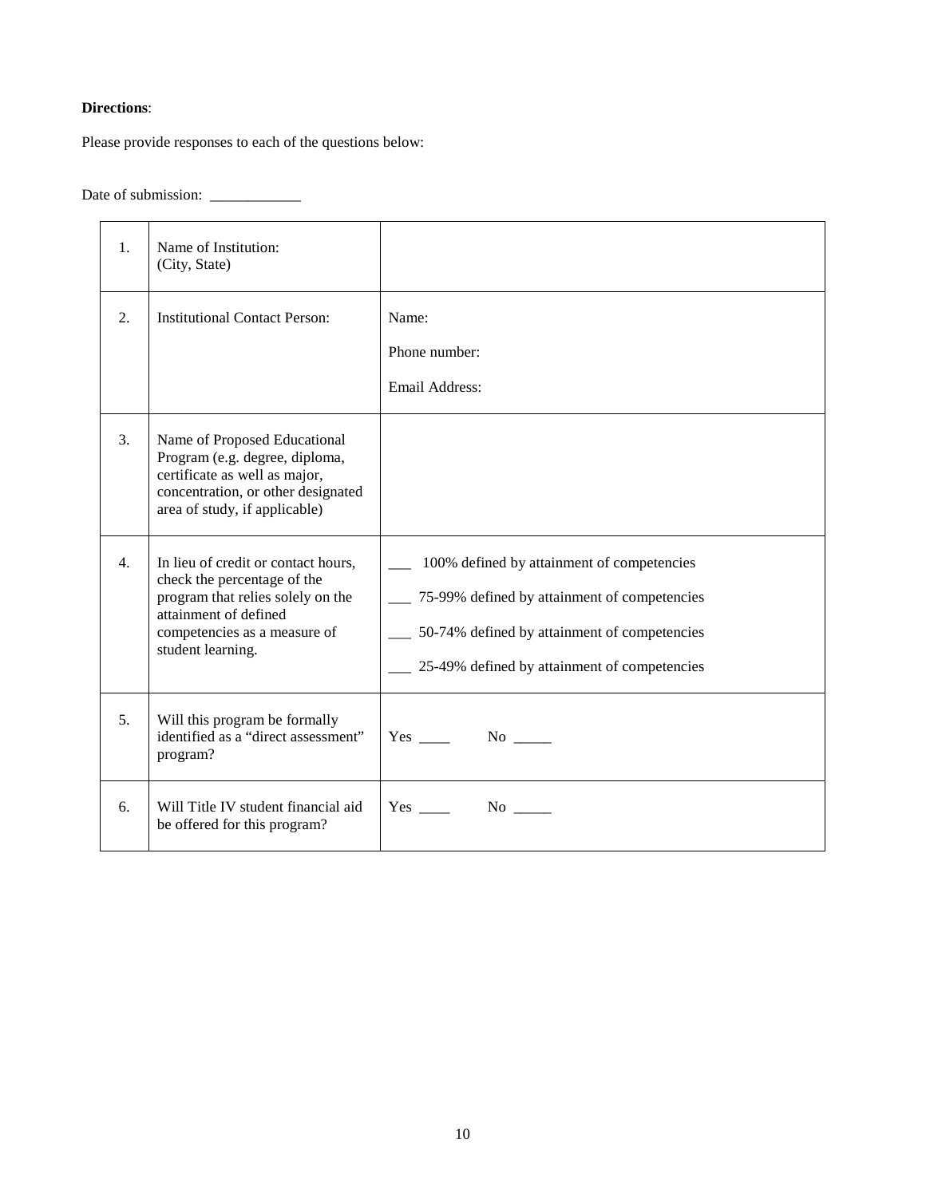**Directions**:

Please provide responses to each of the questions below:

Date of submission: ____________

| | | |
|---|---|---|
| 1. | Name of Institution:<br>(City, State) | |
| 2. | Institutional Contact Person: | Name:<br><br>Phone number:<br><br>Email Address: |
| 3. | Name of Proposed Educational Program (e.g. degree, diploma, certificate as well as major, concentration, or other designated area of study, if applicable) | |
| 4. | In lieu of credit or contact hours, check the percentage of the program that relies solely on the attainment of defined competencies as a measure of student learning. | ___ 100% defined by attainment of competencies<br><br>___ 75-99% defined by attainment of competencies<br><br>___ 50-74% defined by attainment of competencies<br><br>___ 25-49% defined by attainment of competencies |
| 5. | Will this program be formally identified as a "direct assessment" program? | Yes ____ No _____ |
| 6. | Will Title IV student financial aid be offered for this program? | Yes ____ No _____ |